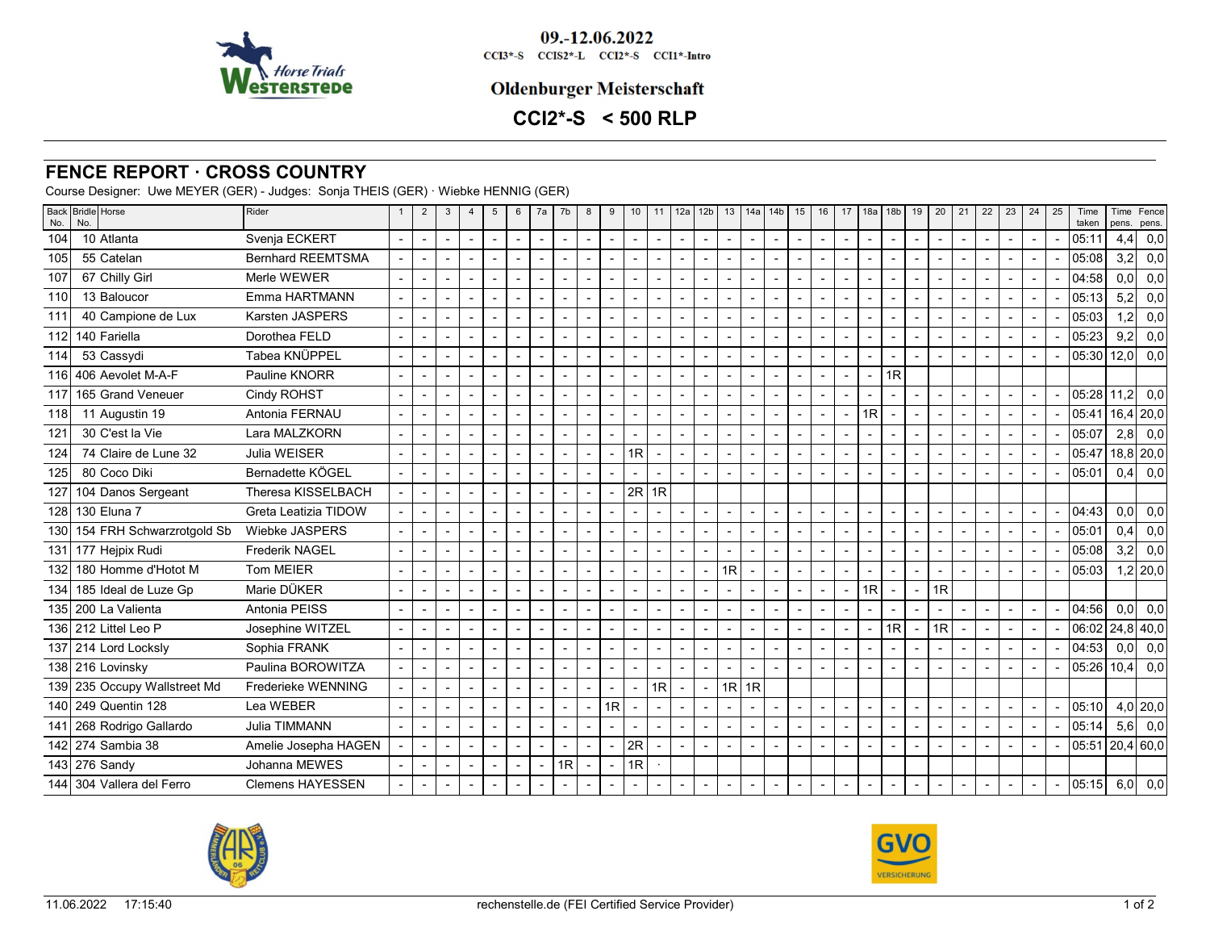09.-12.06.2022

CCI3*-S CCIS2*-L CCI2*-S CCI1*-Intro

## Oldenburger Meisterschaft

## CCI2*-S < 500 RLP

# FENCE REPORT · CROSS COUNTRY

Course Designer: Uwe MEYER (GER) - Judges: Sonja THEIS (GER) · Wiebke HENNIG (GER)

| Back No. | Bridle No. | Horse | Rider | 1 | 2 | 3 | 4 | 5 | 6 | 7a | 7b | 8 | 9 | 10 | 11 | 12a | 12b | 13 | 14a | 14b | 15 | 16 | 17 | 18a | 18b | 19 | 20 | 21 | 22 | 23 | 24 | 25 | Time taken | Time pens. | Fence pens. |
|---|---|---|---|---|---|---|---|---|---|---|---|---|---|---|---|---|---|---|---|---|---|---|---|---|---|---|---|---|---|---|---|---|---|---|---|
| 104 | 10 | Atlanta | Svenja ECKERT | - | - | - | - | - | - | - | - | - | - | - | - | - | - | - | - | - | - | - | - | - | - | - | - | - | - | - | - | - | 05:11 | 4,4 | 0,0 |
| 105 | 55 | Catelan | Bernhard REEMTSMA | - | - | - | - | - | - | - | - | - | - | - | - | - | - | - | - | - | - | - | - | - | - | - | - | - | - | - | - | - | 05:08 | 3,2 | 0,0 |
| 107 | 67 | Chilly Girl | Merle WEWER | - | - | - | - | - | - | - | - | - | - | - | - | - | - | - | - | - | - | - | - | - | - | - | - | - | - | - | - | - | 04:58 | 0,0 | 0,0 |
| 110 | 13 | Baloucor | Emma HARTMANN | - | - | - | - | - | - | - | - | - | - | - | - | - | - | - | - | - | - | - | - | - | - | - | - | - | - | - | - | - | 05:13 | 5,2 | 0,0 |
| 111 | 40 | Campione de Lux | Karsten JASPERS | - | - | - | - | - | - | - | - | - | - | - | - | - | - | - | - | - | - | - | - | - | - | - | - | - | - | - | - | - | 05:03 | 1,2 | 0,0 |
| 112 | 140 | Fariella | Dorothea FELD | - | - | - | - | - | - | - | - | - | - | - | - | - | - | - | - | - | - | - | - | - | - | - | - | - | - | - | - | - | 05:23 | 9,2 | 0,0 |
| 114 | 53 | Cassydi | Tabea KNÜPPEL | - | - | - | - | - | - | - | - | - | - | - | - | - | - | - | - | - | - | - | - | - | - | - | - | - | - | - | - | - | 05:30 | 12,0 | 0,0 |
| 116 | 406 | Aevolet M-A-F | Pauline KNORR | - | - | - | - | - | - | - | - | - | - | - | - | - | - | - | - | - | - | - | - | - | 1R | | | | | | | | | | |
| 117 | 165 | Grand Veneuer | Cindy ROHST | - | - | - | - | - | - | - | - | - | - | - | - | - | - | - | - | - | - | - | - | - | - | - | - | - | - | - | - | - | 05:28 | 11,2 | 0,0 |
| 118 | 11 | Augustin 19 | Antonia FERNAU | - | - | - | - | - | - | - | - | - | - | - | - | - | - | - | - | - | - | - | - | 1R | - | - | - | - | - | - | - | - | 05:41 | 16,4 | 20,0 |
| 121 | 30 | C'est la Vie | Lara MALZKORN | - | - | - | - | - | - | - | - | - | - | - | - | - | - | - | - | - | - | - | - | - | - | - | - | - | - | - | - | - | 05:07 | 2,8 | 0,0 |
| 124 | 74 | Claire de Lune 32 | Julia WEISER | - | - | - | - | - | - | - | - | - | - | 1R | - | - | - | - | - | - | - | - | - | - | - | - | - | - | - | - | - | - | 05:47 | 18,8 | 20,0 |
| 125 | 80 | Coco Diki | Bernadette KÖGEL | - | - | - | - | - | - | - | - | - | - | - | - | - | - | - | - | - | - | - | - | - | - | - | - | - | - | - | - | - | 05:01 | 0,4 | 0,0 |
| 127 | 104 | Danos Sergeant | Theresa KISSELBACH | - | - | - | - | - | - | - | - | - | - | 2R | 1R | | | | | | | | | | | | | | | | | | | | |
| 128 | 130 | Eluna 7 | Greta Leatizia TIDOW | - | - | - | - | - | - | - | - | - | - | - | - | - | - | - | - | - | - | - | - | - | - | - | - | - | - | - | - | - | 04:43 | 0,0 | 0,0 |
| 130 | 154 | FRH Schwarzrotgold Sb | Wiebke JASPERS | - | - | - | - | - | - | - | - | - | - | - | - | - | - | - | - | - | - | - | - | - | - | - | - | - | - | - | - | - | 05:01 | 0,4 | 0,0 |
| 131 | 177 | Hejpix Rudi | Frederik NAGEL | - | - | - | - | - | - | - | - | - | - | - | - | - | - | - | - | - | - | - | - | - | - | - | - | - | - | - | - | - | 05:08 | 3,2 | 0,0 |
| 132 | 180 | Homme d'Hotot M | Tom MEIER | - | - | - | - | - | - | - | - | - | - | - | - | - | - | 1R | - | - | - | - | - | - | - | - | - | - | - | - | - | - | 05:03 | 1,2 | 20,0 |
| 134 | 185 | Ideal de Luze Gp | Marie DÜKER | - | - | - | - | - | - | - | - | - | - | - | - | - | - | - | - | - | - | - | - | 1R | - | - | 1R | | | | | | | | |
| 135 | 200 | La Valienta | Antonia PEISS | - | - | - | - | - | - | - | - | - | - | - | - | - | - | - | - | - | - | - | - | - | - | - | - | - | - | - | - | - | 04:56 | 0,0 | 0,0 |
| 136 | 212 | Littel Leo P | Josephine WITZEL | - | - | - | - | - | - | - | - | - | - | - | - | - | - | - | - | - | - | - | - | - | 1R | - | 1R | - | - | - | - | - | 06:02 | 24,8 | 40,0 |
| 137 | 214 | Lord Locksly | Sophia FRANK | - | - | - | - | - | - | - | - | - | - | - | - | - | - | - | - | - | - | - | - | - | - | - | - | - | - | - | - | - | 04:53 | 0,0 | 0,0 |
| 138 | 216 | Lovinsky | Paulina BOROWITZA | - | - | - | - | - | - | - | - | - | - | - | - | - | - | - | - | - | - | - | - | - | - | - | - | - | - | - | - | - | 05:26 | 10,4 | 0,0 |
| 139 | 235 | Occupy Wallstreet Md | Frederieke WENNING | - | - | - | - | - | - | - | - | - | - | - | 1R | - | - | 1R | 1R | | | | | | | | | | | | | | | | |
| 140 | 249 | Quentin 128 | Lea WEBER | - | - | - | - | - | - | - | - | - | 1R | - | - | - | - | - | - | - | - | - | - | - | - | - | - | - | - | - | - | - | 05:10 | 4,0 | 20,0 |
| 141 | 268 | Rodrigo Gallardo | Julia TIMMANN | - | - | - | - | - | - | - | - | - | - | - | - | - | - | - | - | - | - | - | - | - | - | - | - | - | - | - | - | - | 05:14 | 5,6 | 0,0 |
| 142 | 274 | Sambia 38 | Amelie Josepha HAGEN | - | - | - | - | - | - | - | - | - | - | 2R | - | - | - | - | - | - | - | - | - | - | - | - | - | - | - | - | - | - | 05:51 | 20,4 | 60,0 |
| 143 | 276 | Sandy | Johanna MEWES | - | - | - | - | - | - | - | 1R | - | - | 1R | · | | | | | | | | | | | | | | | | | | | | |
| 144 | 304 | Vallera del Ferro | Clemens HAYESSEN | - | - | - | - | - | - | - | - | - | - | - | - | - | - | - | - | - | - | - | - | - | - | - | - | - | - | - | - | - | 05:15 | 6,0 | 0,0 |

11.06.2022 17:15:40 rechenstelle.de (FEI Certified Service Provider)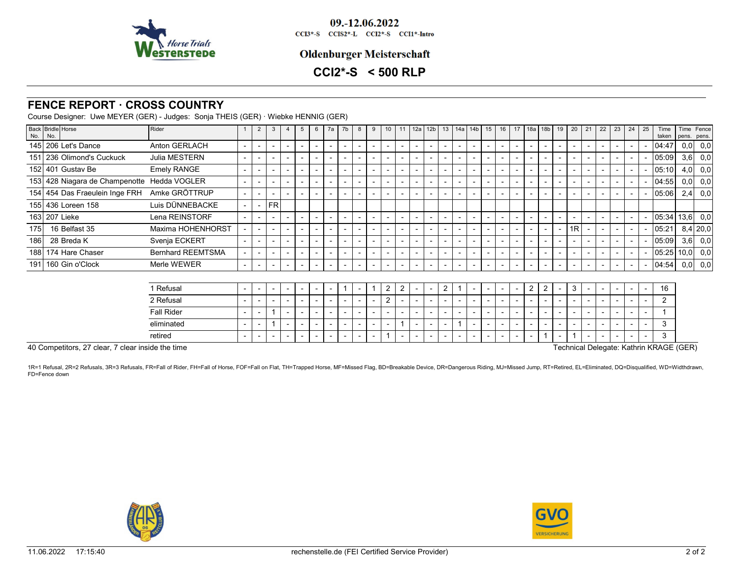# FENCE REPORT · CROSS COUNTRY

**09.-12.06.2022**

CCI3*-S CCIS2*-L CCI2*-S CCI1*-Intro

**Oldenburger Meisterschaft**

**CCI2*-S < 500 RLP**

Course Designer: Uwe MEYER (GER) - Judges: Sonja THEIS (GER) · Wiebke HENNIG (GER)

| Back No. | Bridle No. | Horse | Rider | 1 | 2 | 3 | 4 | 5 | 6 | 7a | 7b | 8 | 9 | 10 | 11 | 12a | 12b | 13 | 14a | 14b | 15 | 16 | 17 | 18a | 18b | 19 | 20 | 21 | 22 | 23 | 24 | 25 | Time taken | Time pens. | Fence pens. |
|---|---|---|---|---|---|---|---|---|---|---|---|---|---|---|---|---|---|---|---|---|---|---|---|---|---|---|---|---|---|---|---|---|---|---|---|
| 145 | 206 | Let's Dance | Anton GERLACH | - | - | - | - | - | - | - | - | - | - | - | - | - | - | - | - | - | - | - | - | - | - | - | - | - | - | - | - | - | 04:47 | 0,0 | 0,0 |
| 151 | 236 | Olimond's Cuckuck | Julia MESTERN | - | - | - | - | - | - | - | - | - | - | - | - | - | - | - | - | - | - | - | - | - | - | - | - | - | - | - | - | - | 05:09 | 3,6 | 0,0 |
| 152 | 401 | Gustav Be | Emely RANGE | - | - | - | - | - | - | - | - | - | - | - | - | - | - | - | - | - | - | - | - | - | - | - | - | - | - | - | - | - | 05:10 | 4,0 | 0,0 |
| 153 | 428 | Niagara de Champenotte | Hedda VOGLER | - | - | - | - | - | - | - | - | - | - | - | - | - | - | - | - | - | - | - | - | - | - | - | - | - | - | - | - | - | 04:55 | 0,0 | 0,0 |
| 154 | 454 | Das Fraeulein Inge FRH | Amke GRÖTTRUP | - | - | - | - | - | - | - | - | - | - | - | - | - | - | - | - | - | - | - | - | - | - | - | - | - | - | - | - | - | 05:06 | 2,4 | 0,0 |
| 155 | 436 | Loreen 158 | Luis DÜNNEBACKE | - | - | FR | | | | | | | | | | | | | | | | | | | | | | | | | | | | | |
| 163 | 207 | Lieke | Lena REINSTORF | - | - | - | - | - | - | - | - | - | - | - | - | - | - | - | - | - | - | - | - | - | - | - | - | - | - | - | - | - | 05:34 | 13,6 | 0,0 |
| 175 | 16 | Belfast 35 | Maxima HOHENHORST | - | - | - | - | - | - | - | - | - | - | - | - | - | - | - | - | - | - | - | - | - | - | - | 1R | - | - | - | - | - | 05:21 | 8,4 | 20,0 |
| 186 | 28 | Breda K | Svenja ECKERT | - | - | - | - | - | - | - | - | - | - | - | - | - | - | - | - | - | - | - | - | - | - | - | - | - | - | - | - | - | 05:09 | 3,6 | 0,0 |
| 188 | 174 | Hare Chaser | Bernhard REEMTSMA | - | - | - | - | - | - | - | - | - | - | - | - | - | - | - | - | - | - | - | - | - | - | - | - | - | - | - | - | - | 05:25 | 10,0 | 0,0 |
| 191 | 160 | Gin o'Clock | Merle WEWER | - | - | - | - | - | - | - | - | - | - | - | - | - | - | - | - | - | - | - | - | - | - | - | - | - | - | - | - | - | 04:54 | 0,0 | 0,0 |
| | | | 1 Refusal | - | - | - | - | - | - | - | 1 | - | 1 | 2 | 2 | - | - | 2 | 1 | - | - | - | - | 2 | 2 | - | 3 | - | - | - | - | - | 16 | | |
| | | | 2 Refusal | - | - | - | - | - | - | - | - | - | - | 2 | - | - | - | - | - | - | - | - | - | - | - | - | - | - | - | - | - | - | 2 | | |
| | | | Fall Rider | - | - | 1 | - | - | - | - | - | - | - | - | - | - | - | - | - | - | - | - | - | - | - | - | - | - | - | - | - | - | 1 | | |
| | | | eliminated | - | - | 1 | - | - | - | - | - | - | - | - | 1 | - | - | - | 1 | - | - | - | - | - | - | - | - | - | - | - | - | - | 3 | | |
| | | | retired | - | - | - | - | - | - | - | - | - | - | 1 | - | - | - | - | - | - | - | - | - | - | 1 | - | 1 | - | - | - | - | - | 3 | | |

40 Competitors, 27 clear, 7 clear inside the time

Technical Delegate: Kathrin KRAGE (GER)

1R=1 Refusal, 2R=2 Refusals, 3R=3 Refusals, FR=Fall of Rider, FH=Fall of Horse, FOF=Fall on Flat, TH=Trapped Horse, MF=Missed Flag, BD=Breakable Device, DR=Dangerous Riding, MJ=Missed Jump, RT=Retired, EL=Eliminated, DQ=Disqualified, WD=Widthdrawn, FD=Fence down

11.06.2022 17:15:40

rechenstelle.de (FEI Certified Service Provider)